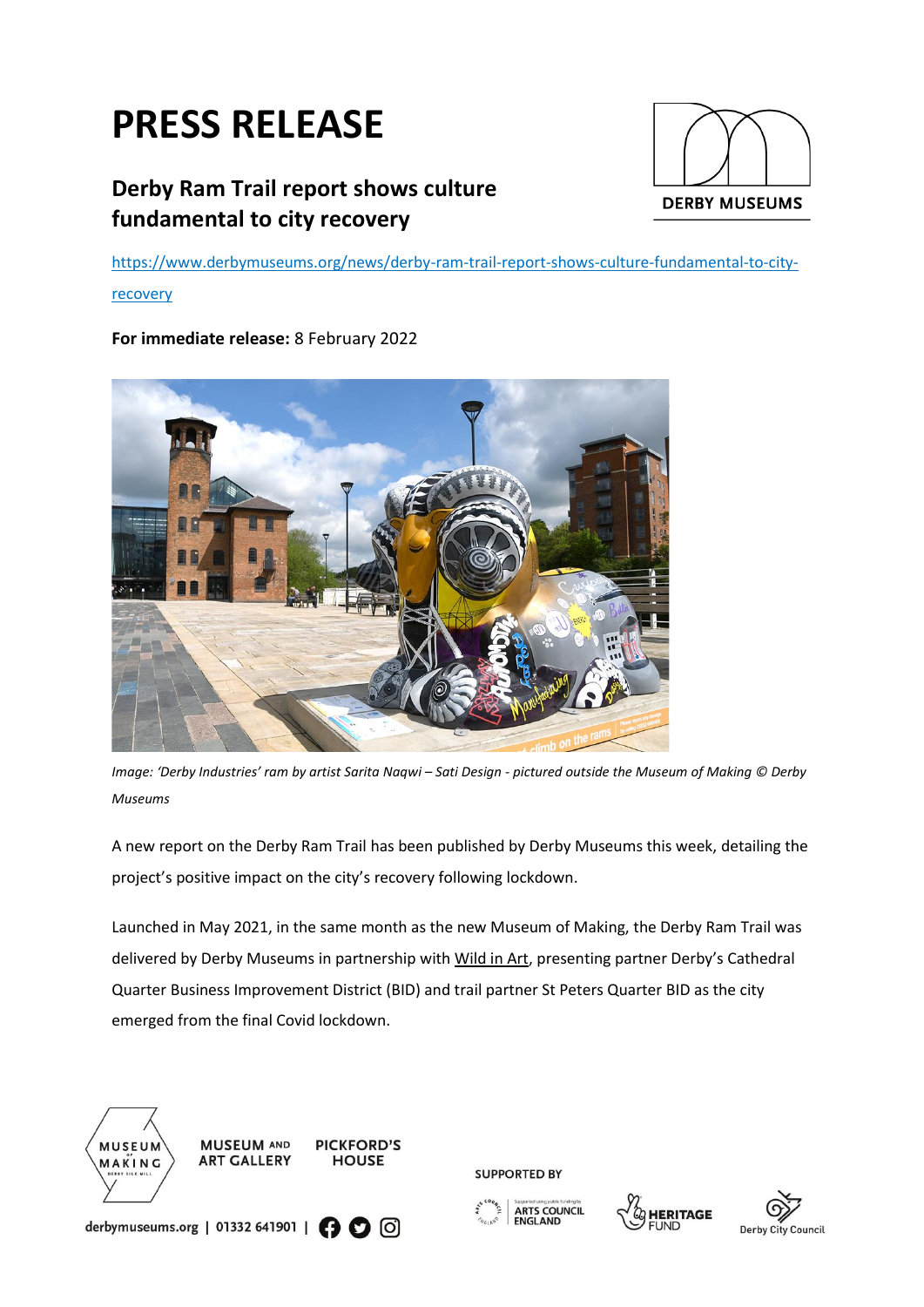# PRESS RELEASE

## Derby Ram Trail report shows culture fundamental to city recovery

https://www.derbymuseums.org/news/derby-ram-trail-report-shows-culture-fundamental-to-city-recovery

**For immediate release:** 8 February 2022

*Image: 'Derby Industries' ram by artist Sarita Naqwi – Sati Design - pictured outside the Museum of Making © Derby Museums*

A new report on the Derby Ram Trail has been published by Derby Museums this week, detailing the project's positive impact on the city's recovery following lockdown.

Launched in May 2021, in the same month as the new Museum of Making, the Derby Ram Trail was delivered by Derby Museums in partnership with Wild in Art, presenting partner Derby's Cathedral Quarter Business Improvement District (BID) and trail partner St Peters Quarter BID as the city emerged from the final Covid lockdown.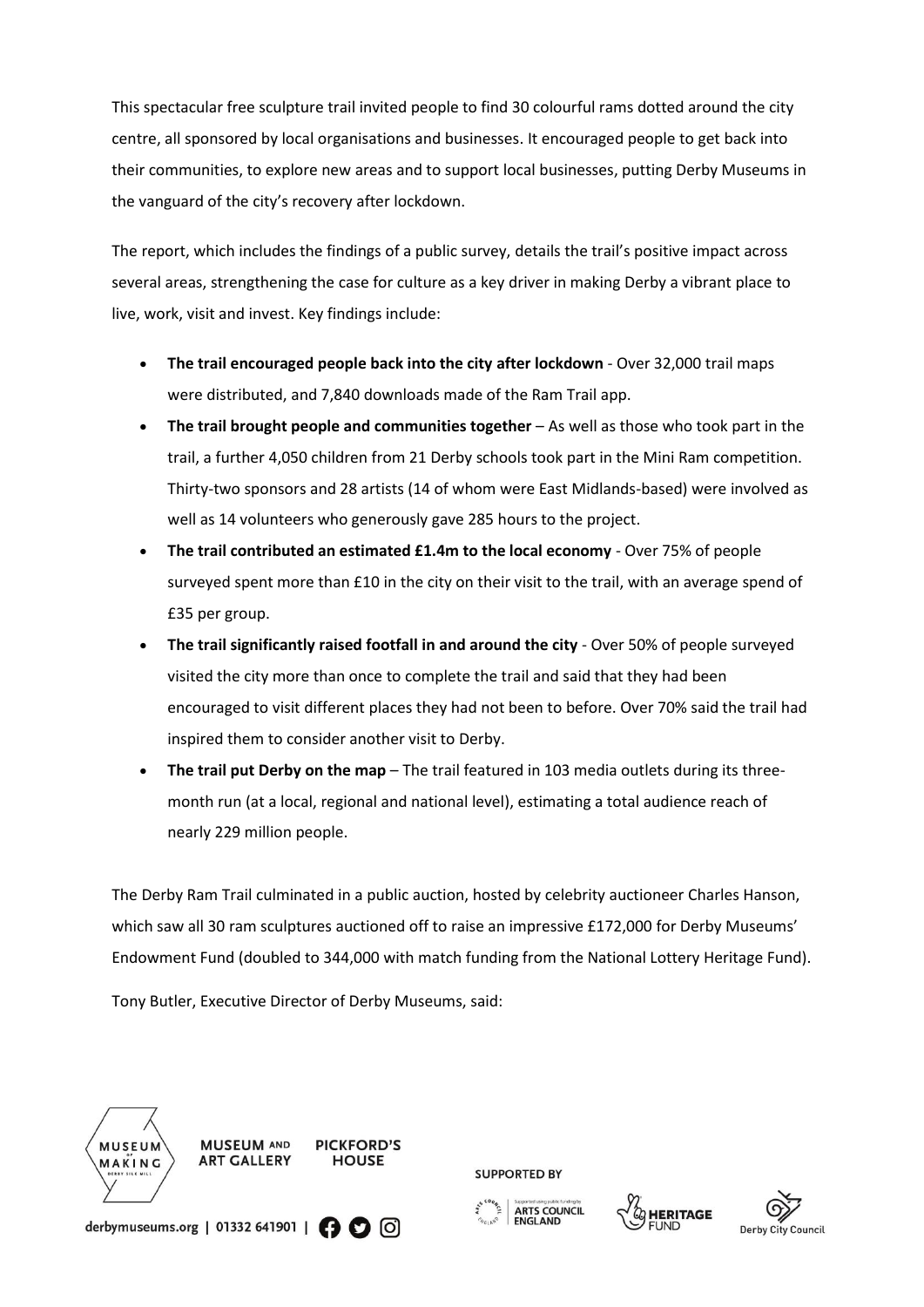This spectacular free sculpture trail invited people to find 30 colourful rams dotted around the city centre, all sponsored by local organisations and businesses. It encouraged people to get back into their communities, to explore new areas and to support local businesses, putting Derby Museums in the vanguard of the city's recovery after lockdown.

The report, which includes the findings of a public survey, details the trail's positive impact across several areas, strengthening the case for culture as a key driver in making Derby a vibrant place to live, work, visit and invest. Key findings include:

- **The trail encouraged people back into the city after lockdown** - Over 32,000 trail maps were distributed, and 7,840 downloads made of the Ram Trail app.
- **The trail brought people and communities together** – As well as those who took part in the trail, a further 4,050 children from 21 Derby schools took part in the Mini Ram competition. Thirty-two sponsors and 28 artists (14 of whom were East Midlands-based) were involved as well as 14 volunteers who generously gave 285 hours to the project.
- **The trail contributed an estimated £1.4m to the local economy** - Over 75% of people surveyed spent more than £10 in the city on their visit to the trail, with an average spend of £35 per group.
- **The trail significantly raised footfall in and around the city** - Over 50% of people surveyed visited the city more than once to complete the trail and said that they had been encouraged to visit different places they had not been to before. Over 70% said the trail had inspired them to consider another visit to Derby.
- **The trail put Derby on the map** – The trail featured in 103 media outlets during its three-month run (at a local, regional and national level), estimating a total audience reach of nearly 229 million people.

The Derby Ram Trail culminated in a public auction, hosted by celebrity auctioneer Charles Hanson, which saw all 30 ram sculptures auctioned off to raise an impressive £172,000 for Derby Museums' Endowment Fund (doubled to 344,000 with match funding from the National Lottery Heritage Fund).

Tony Butler, Executive Director of Derby Museums, said: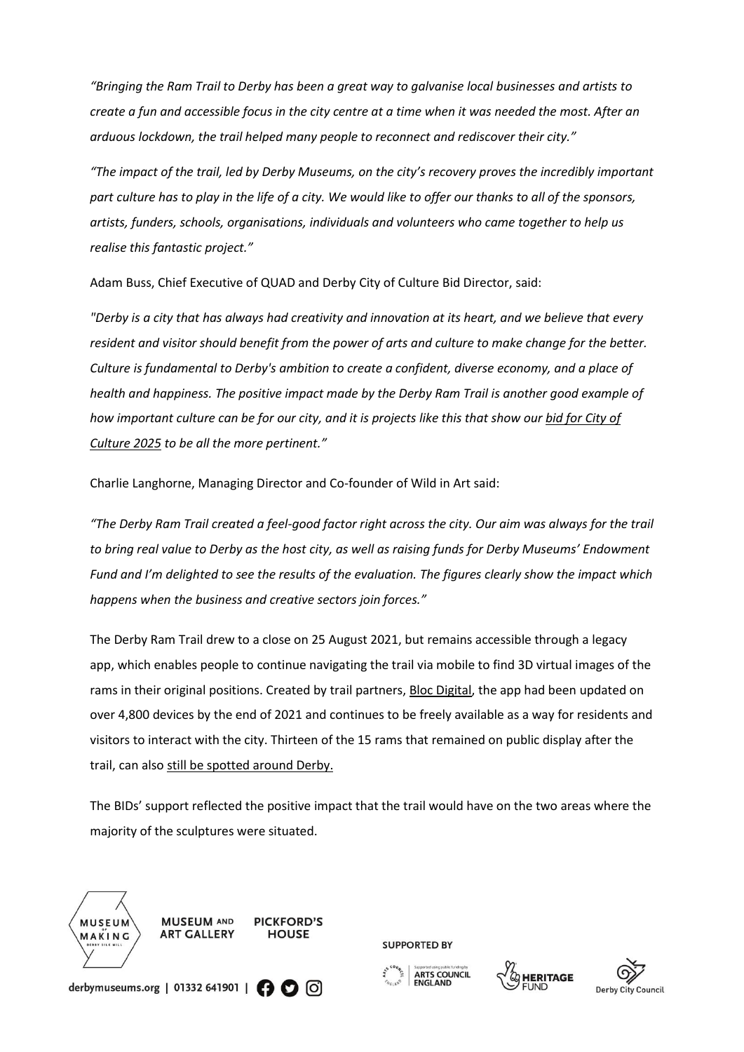*"Bringing the Ram Trail to Derby has been a great way to galvanise local businesses and artists to create a fun and accessible focus in the city centre at a time when it was needed the most. After an arduous lockdown, the trail helped many people to reconnect and rediscover their city."*

*"The impact of the trail, led by Derby Museums, on the city's recovery proves the incredibly important part culture has to play in the life of a city. We would like to offer our thanks to all of the sponsors, artists, funders, schools, organisations, individuals and volunteers who came together to help us realise this fantastic project."*

Adam Buss, Chief Executive of QUAD and Derby City of Culture Bid Director, said:

*"Derby is a city that has always had creativity and innovation at its heart, and we believe that every resident and visitor should benefit from the power of arts and culture to make change for the better. Culture is fundamental to Derby's ambition to create a confident, diverse economy, and a place of health and happiness. The positive impact made by the Derby Ram Trail is another good example of how important culture can be for our city, and it is projects like this that show our bid for City of Culture 2025 to be all the more pertinent."*

Charlie Langhorne, Managing Director and Co-founder of Wild in Art said:

*"The Derby Ram Trail created a feel-good factor right across the city. Our aim was always for the trail to bring real value to Derby as the host city, as well as raising funds for Derby Museums' Endowment Fund and I'm delighted to see the results of the evaluation. The figures clearly show the impact which happens when the business and creative sectors join forces."*

The Derby Ram Trail drew to a close on 25 August 2021, but remains accessible through a legacy app, which enables people to continue navigating the trail via mobile to find 3D virtual images of the rams in their original positions. Created by trail partners, Bloc Digital, the app had been updated on over 4,800 devices by the end of 2021 and continues to be freely available as a way for residents and visitors to interact with the city. Thirteen of the 15 rams that remained on public display after the trail, can also still be spotted around Derby.

The BIDs' support reflected the positive impact that the trail would have on the two areas where the majority of the sculptures were situated.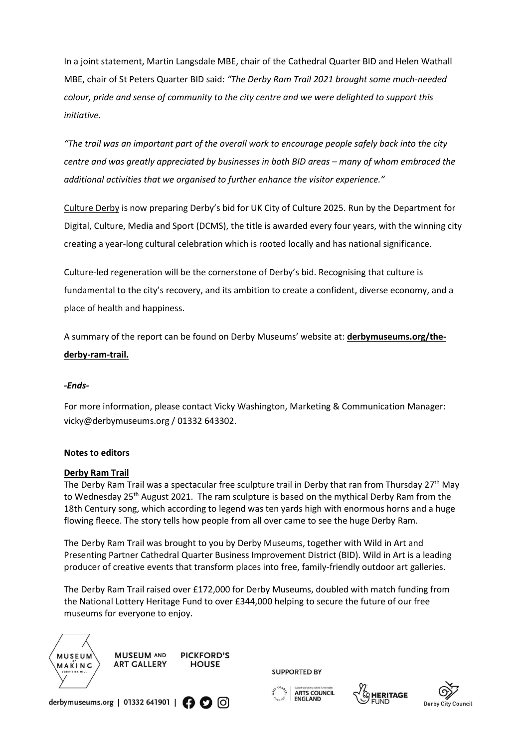In a joint statement, Martin Langsdale MBE, chair of the Cathedral Quarter BID and Helen Wathall MBE, chair of St Peters Quarter BID said: *"The Derby Ram Trail 2021 brought some much-needed colour, pride and sense of community to the city centre and we were delighted to support this initiative.*

*"The trail was an important part of the overall work to encourage people safely back into the city centre and was greatly appreciated by businesses in both BID areas – many of whom embraced the additional activities that we organised to further enhance the visitor experience."*

Culture Derby is now preparing Derby's bid for UK City of Culture 2025. Run by the Department for Digital, Culture, Media and Sport (DCMS), the title is awarded every four years, with the winning city creating a year-long cultural celebration which is rooted locally and has national significance.

Culture-led regeneration will be the cornerstone of Derby's bid. Recognising that culture is fundamental to the city's recovery, and its ambition to create a confident, diverse economy, and a place of health and happiness.

A summary of the report can be found on Derby Museums' website at: **derbymuseums.org/the-derby-ram-trail.**

***-Ends-***

For more information, please contact Vicky Washington, Marketing & Communication Manager: vicky@derbymuseums.org / 01332 643302.

**Notes to editors**

**Derby Ram Trail**

The Derby Ram Trail was a spectacular free sculpture trail in Derby that ran from Thursday 27th May to Wednesday 25th August 2021. The ram sculpture is based on the mythical Derby Ram from the 18th Century song, which according to legend was ten yards high with enormous horns and a huge flowing fleece. The story tells how people from all over came to see the huge Derby Ram.

The Derby Ram Trail was brought to you by Derby Museums, together with Wild in Art and Presenting Partner Cathedral Quarter Business Improvement District (BID). Wild in Art is a leading producer of creative events that transform places into free, family-friendly outdoor art galleries.

The Derby Ram Trail raised over £172,000 for Derby Museums, doubled with match funding from the National Lottery Heritage Fund to over £344,000 helping to secure the future of our free museums for everyone to enjoy.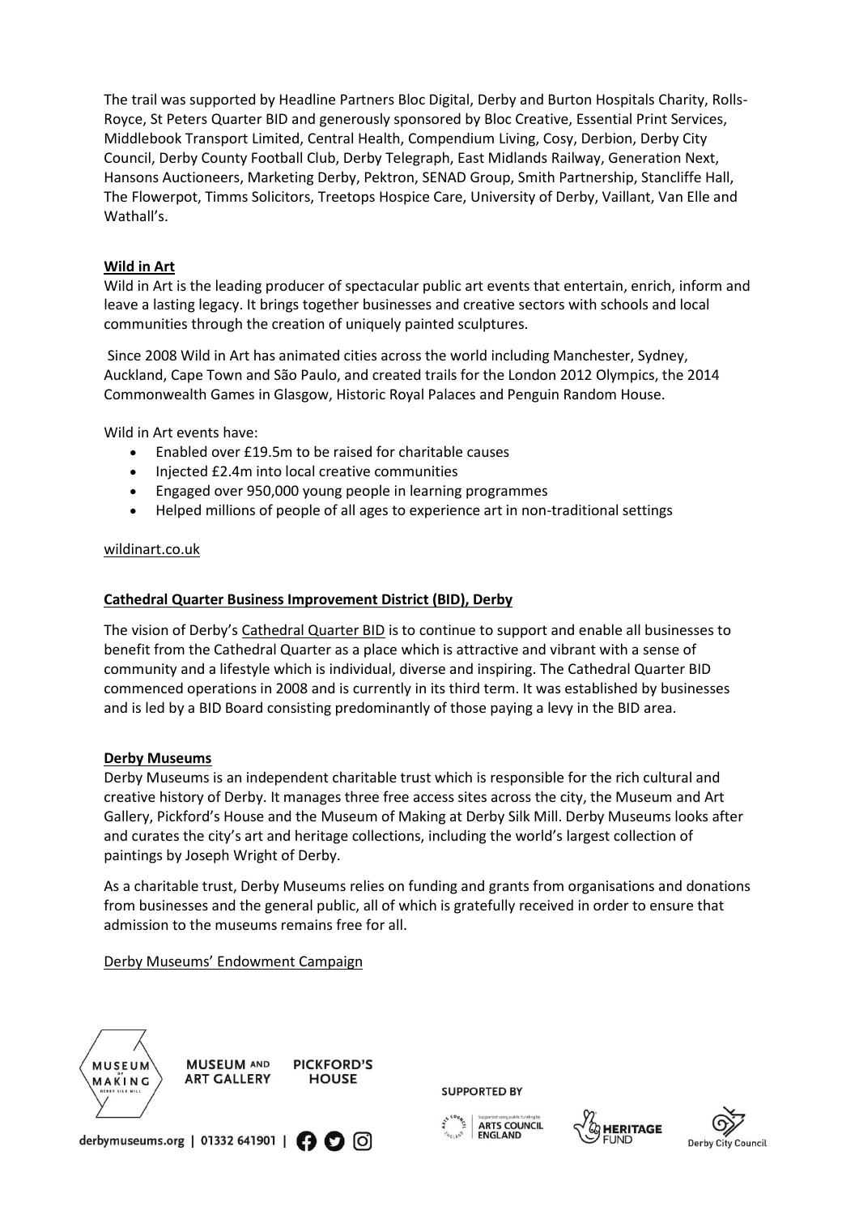The trail was supported by Headline Partners Bloc Digital, Derby and Burton Hospitals Charity, Rolls-Royce, St Peters Quarter BID and generously sponsored by Bloc Creative, Essential Print Services, Middlebook Transport Limited, Central Health, Compendium Living, Cosy, Derbion, Derby City Council, Derby County Football Club, Derby Telegraph, East Midlands Railway, Generation Next, Hansons Auctioneers, Marketing Derby, Pektron, SENAD Group, Smith Partnership, Stancliffe Hall, The Flowerpot, Timms Solicitors, Treetops Hospice Care, University of Derby, Vaillant, Van Elle and Wathall's.

**Wild in Art**

Wild in Art is the leading producer of spectacular public art events that entertain, enrich, inform and leave a lasting legacy. It brings together businesses and creative sectors with schools and local communities through the creation of uniquely painted sculptures.

Since 2008 Wild in Art has animated cities across the world including Manchester, Sydney, Auckland, Cape Town and São Paulo, and created trails for the London 2012 Olympics, the 2014 Commonwealth Games in Glasgow, Historic Royal Palaces and Penguin Random House.

Wild in Art events have:

- Enabled over £19.5m to be raised for charitable causes
- Injected £2.4m into local creative communities
- Engaged over 950,000 young people in learning programmes
- Helped millions of people of all ages to experience art in non-traditional settings

wildinart.co.uk

**Cathedral Quarter Business Improvement District (BID), Derby**

The vision of Derby's Cathedral Quarter BID is to continue to support and enable all businesses to benefit from the Cathedral Quarter as a place which is attractive and vibrant with a sense of community and a lifestyle which is individual, diverse and inspiring. The Cathedral Quarter BID commenced operations in 2008 and is currently in its third term. It was established by businesses and is led by a BID Board consisting predominantly of those paying a levy in the BID area.

**Derby Museums**

Derby Museums is an independent charitable trust which is responsible for the rich cultural and creative history of Derby. It manages three free access sites across the city, the Museum and Art Gallery, Pickford's House and the Museum of Making at Derby Silk Mill. Derby Museums looks after and curates the city's art and heritage collections, including the world's largest collection of paintings by Joseph Wright of Derby.

As a charitable trust, Derby Museums relies on funding and grants from organisations and donations from businesses and the general public, all of which is gratefully received in order to ensure that admission to the museums remains free for all.

Derby Museums' Endowment Campaign

MUSEUM OF MAKING DERBY SILK MILL | MUSEUM AND ART GALLERY | PICKFORD'S HOUSE

derbymuseums.org | 01332 641901

SUPPORTED BY

Supported using public funding by ARTS COUNCIL ENGLAND | HERITAGE FUND | Derby City Council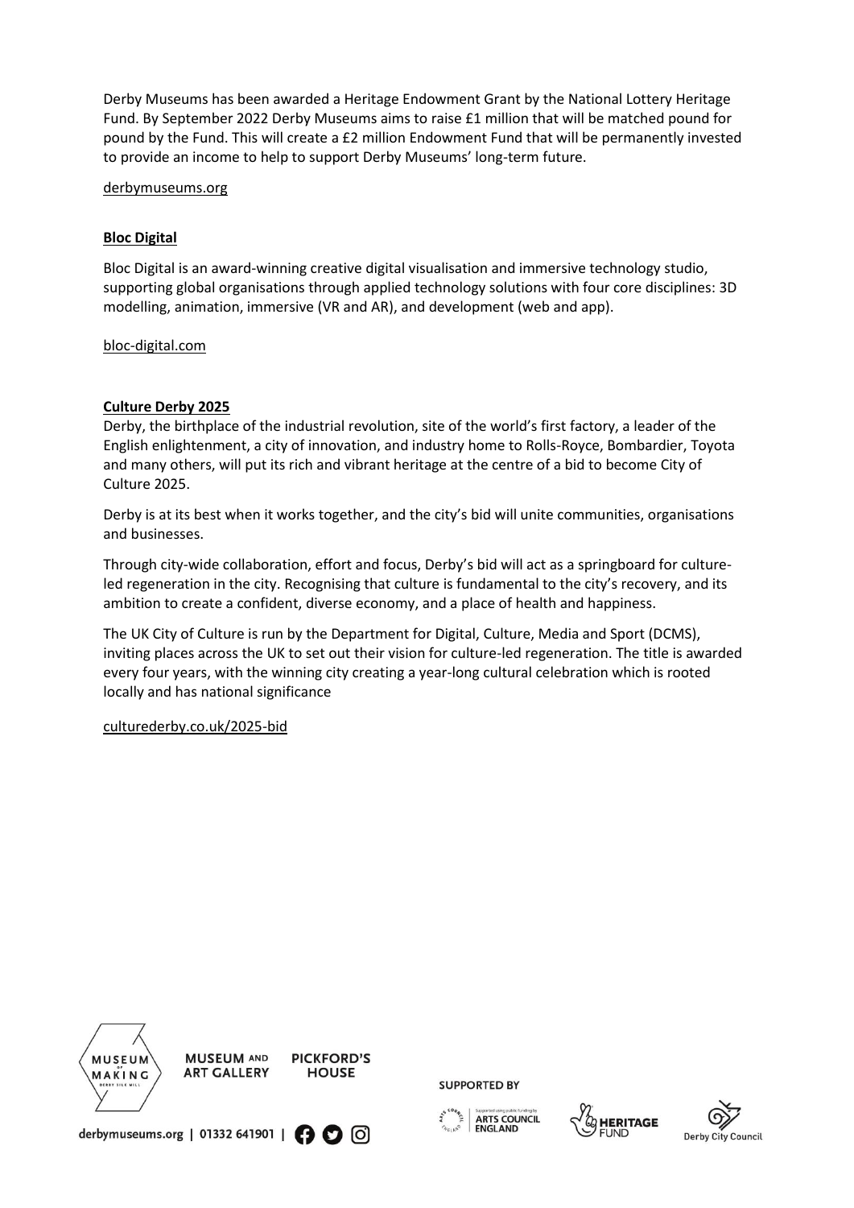Derby Museums has been awarded a Heritage Endowment Grant by the National Lottery Heritage Fund. By September 2022 Derby Museums aims to raise £1 million that will be matched pound for pound by the Fund. This will create a £2 million Endowment Fund that will be permanently invested to provide an income to help to support Derby Museums' long-term future.

derbymuseums.org

**Bloc Digital**

Bloc Digital is an award-winning creative digital visualisation and immersive technology studio, supporting global organisations through applied technology solutions with four core disciplines: 3D modelling, animation, immersive (VR and AR), and development (web and app).

bloc-digital.com

**Culture Derby 2025**

Derby, the birthplace of the industrial revolution, site of the world's first factory, a leader of the English enlightenment, a city of innovation, and industry home to Rolls-Royce, Bombardier, Toyota and many others, will put its rich and vibrant heritage at the centre of a bid to become City of Culture 2025.

Derby is at its best when it works together, and the city's bid will unite communities, organisations and businesses.

Through city-wide collaboration, effort and focus, Derby's bid will act as a springboard for culture-led regeneration in the city. Recognising that culture is fundamental to the city's recovery, and its ambition to create a confident, diverse economy, and a place of health and happiness.

The UK City of Culture is run by the Department for Digital, Culture, Media and Sport (DCMS), inviting places across the UK to set out their vision for culture-led regeneration. The title is awarded every four years, with the winning city creating a year-long cultural celebration which is rooted locally and has national significance

culturederby.co.uk/2025-bid